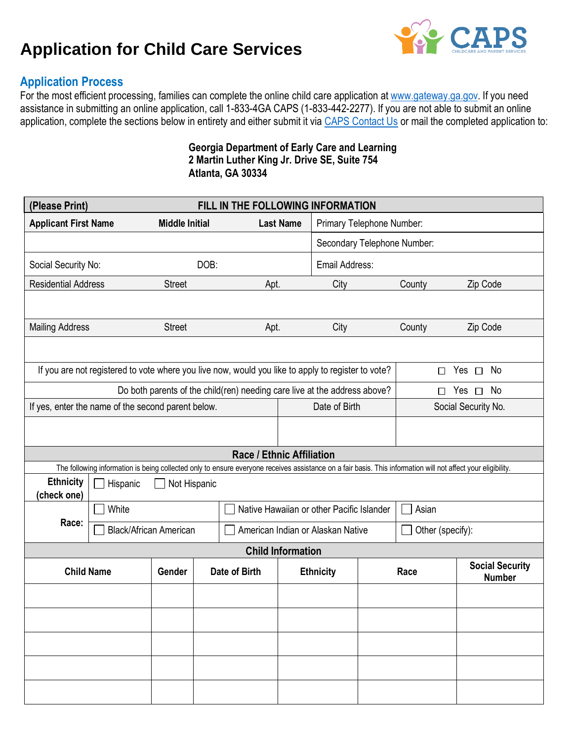# Application for Child Care Services

CAPS CHILDCARE AND PARENT SERVICES

## Application Process

For the most efficient processing, families can complete the online child care application at www.gateway.ga.gov. If you need assistance in submitting an online application, call 1-833-4GA CAPS (1-833-442-2277). If you are not able to submit an online application, complete the sections below in entirety and either submit it via CAPS Contact Us or mail the completed application to:

**Georgia Department of Early Care and Learning**
**2 Martin Luther King Jr. Drive SE, Suite 754**
**Atlanta, GA 30334**

| **(Please Print)** | **FILL IN THE FOLLOWING INFORMATION** | | | | |
|---|---|---|---|---|---|
| **Applicant First Name** | **Middle Initial** | **Last Name** | Primary Telephone Number: | | |
| | | | Secondary Telephone Number: | | |
| Social Security No: | DOB: | | Email Address: | | |
| Residential Address | Street | Apt. | City | County | Zip Code |
| | | | | | |
| Mailing Address | Street | Apt. | City | County | Zip Code |
| | | | | | |

| | |
|---|---|
| If you are not registered to vote where you live now, would you like to apply to register to vote? | ☐ Yes ☐ No |
| Do both parents of the child(ren) needing care live at the address above? | ☐ Yes ☐ No |

| If yes, enter the name of the second parent below. | Date of Birth | Social Security No. |
|---|---|---|
| | | |

**Race / Ethnic Affiliation**

The following information is being collected only to ensure everyone receives assistance on a fair basis. This information will not affect your eligibility.

| | | | |
|---|---|---|---|
| **Ethnicity (check one)** | ☐ Hispanic ☐ Not Hispanic | | |
| **Race:** | ☐ White | ☐ Native Hawaiian or other Pacific Islander | ☐ Asian |
| | ☐ Black/African American | ☐ American Indian or Alaskan Native | ☐ Other (specify): |

**Child Information**

| Child Name | Gender | Date of Birth | Ethnicity | Race | Social Security Number |
|---|---|---|---|---|---|
| | | | | | |
| | | | | | |
| | | | | | |
| | | | | | |
| | | | | | |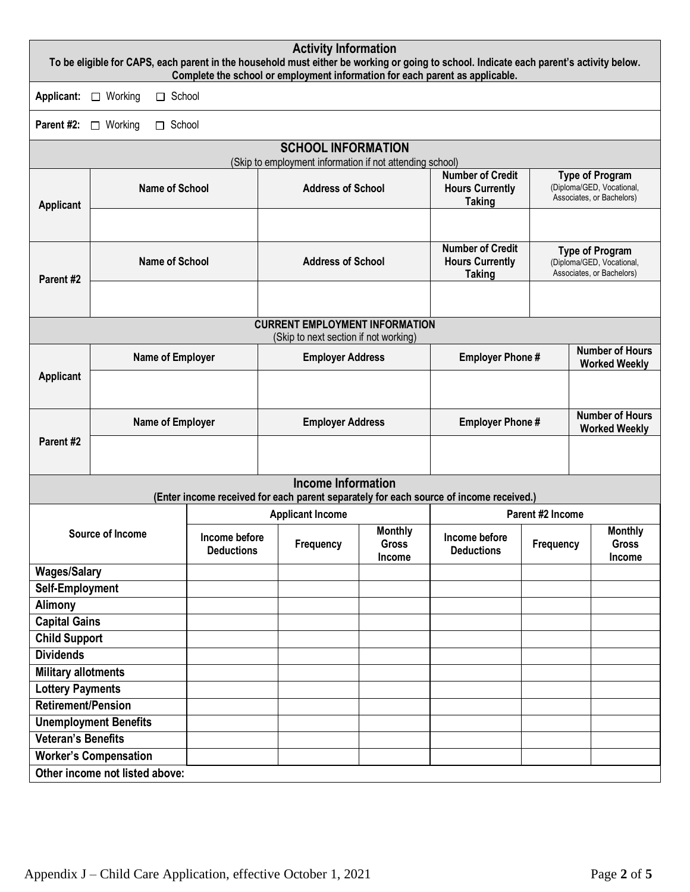## Activity Information

**To be eligible for CAPS, each parent in the household must either be working or going to school. Indicate each parent's activity below. Complete the school or employment information for each parent as applicable.**

**Applicant:** ☐ Working ☐ School

**Parent #2:** ☐ Working ☐ School

## SCHOOL INFORMATION

(Skip to employment information if not attending school)

| | Name of School | Address of School | Number of Credit Hours Currently Taking | Type of Program (Diploma/GED, Vocational, Associates, or Bachelors) |
|---|---|---|---|---|
| **Applicant** | | | | |
| **Parent #2** | | | | |

## CURRENT EMPLOYMENT INFORMATION

(Skip to next section if not working)

| | Name of Employer | Employer Address | Employer Phone # | Number of Hours Worked Weekly |
|---|---|---|---|---|
| **Applicant** | | | | |
| **Parent #2** | | | | |

## Income Information

**(Enter income received for each parent separately for each source of income received.)**

| Source of Income | Applicant Income | | | Parent #2 Income | | |
|---|---|---|---|---|---|---|
| | Income before Deductions | Frequency | Monthly Gross Income | Income before Deductions | Frequency | Monthly Gross Income |
| **Wages/Salary** | | | | | | |
| **Self-Employment** | | | | | | |
| **Alimony** | | | | | | |
| **Capital Gains** | | | | | | |
| **Child Support** | | | | | | |
| **Dividends** | | | | | | |
| **Military allotments** | | | | | | |
| **Lottery Payments** | | | | | | |
| **Retirement/Pension** | | | | | | |
| **Unemployment Benefits** | | | | | | |
| **Veteran's Benefits** | | | | | | |
| **Worker's Compensation** | | | | | | |
| **Other income not listed above:** | | | | | | |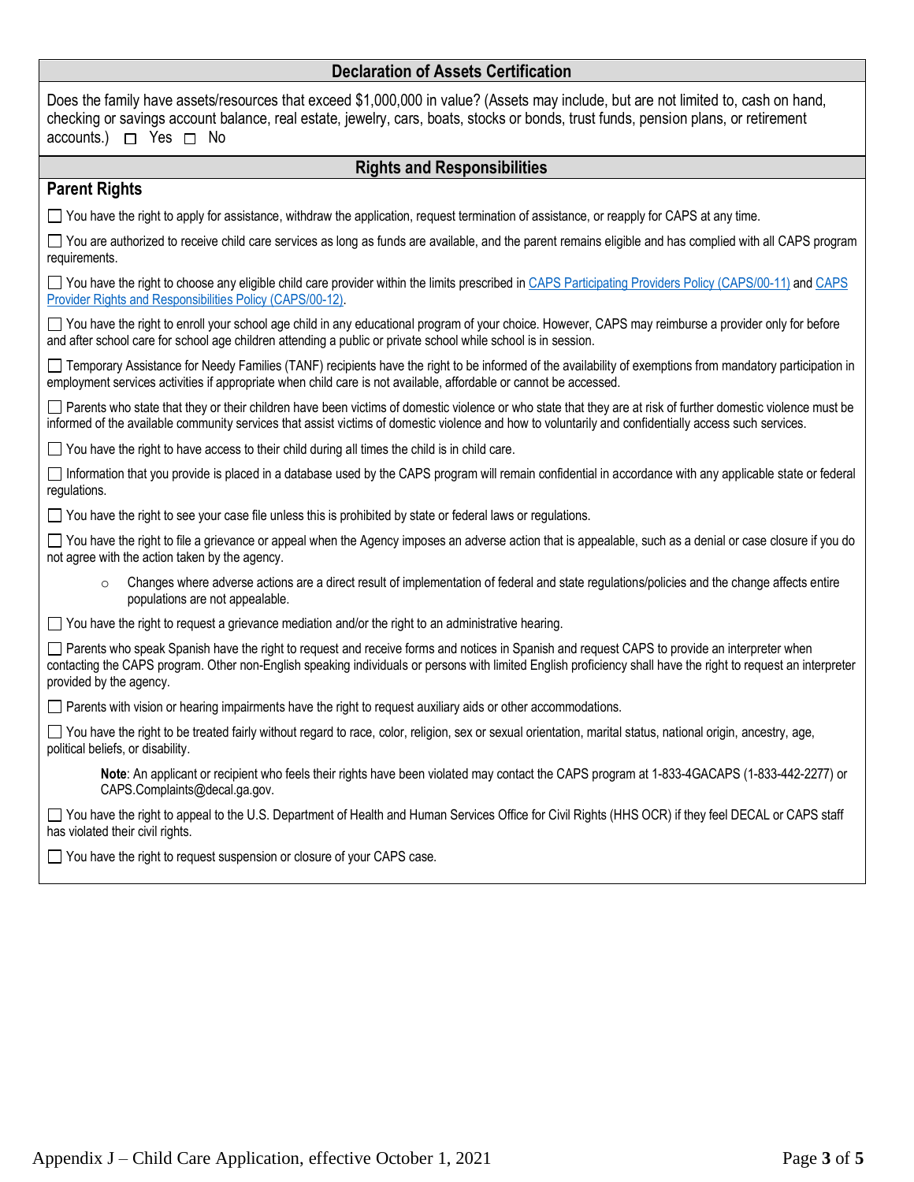## Declaration of Assets Certification

Does the family have assets/resources that exceed $1,000,000 in value? (Assets may include, but are not limited to, cash on hand, checking or savings account balance, real estate, jewelry, cars, boats, stocks or bonds, trust funds, pension plans, or retirement accounts.) ☐ Yes ☐ No

## Rights and Responsibilities

### Parent Rights

☐ You have the right to apply for assistance, withdraw the application, request termination of assistance, or reapply for CAPS at any time.

☐ You are authorized to receive child care services as long as funds are available, and the parent remains eligible and has complied with all CAPS program requirements.

☐ You have the right to choose any eligible child care provider within the limits prescribed in CAPS Participating Providers Policy (CAPS/00-11) and CAPS Provider Rights and Responsibilities Policy (CAPS/00-12).

☐ You have the right to enroll your school age child in any educational program of your choice. However, CAPS may reimburse a provider only for before and after school care for school age children attending a public or private school while school is in session.

☐ Temporary Assistance for Needy Families (TANF) recipients have the right to be informed of the availability of exemptions from mandatory participation in employment services activities if appropriate when child care is not available, affordable or cannot be accessed.

☐ Parents who state that they or their children have been victims of domestic violence or who state that they are at risk of further domestic violence must be informed of the available community services that assist victims of domestic violence and how to voluntarily and confidentially access such services.

☐ You have the right to have access to their child during all times the child is in child care.

☐ Information that you provide is placed in a database used by the CAPS program will remain confidential in accordance with any applicable state or federal regulations.

☐ You have the right to see your case file unless this is prohibited by state or federal laws or regulations.

☐ You have the right to file a grievance or appeal when the Agency imposes an adverse action that is appealable, such as a denial or case closure if you do not agree with the action taken by the agency.

- Changes where adverse actions are a direct result of implementation of federal and state regulations/policies and the change affects entire populations are not appealable.

☐ You have the right to request a grievance mediation and/or the right to an administrative hearing.

☐ Parents who speak Spanish have the right to request and receive forms and notices in Spanish and request CAPS to provide an interpreter when contacting the CAPS program. Other non-English speaking individuals or persons with limited English proficiency shall have the right to request an interpreter provided by the agency.

☐ Parents with vision or hearing impairments have the right to request auxiliary aids or other accommodations.

☐ You have the right to be treated fairly without regard to race, color, religion, sex or sexual orientation, marital status, national origin, ancestry, age, political beliefs, or disability.

> **Note**: An applicant or recipient who feels their rights have been violated may contact the CAPS program at 1-833-4GACAPS (1-833-442-2277) or CAPS.Complaints@decal.ga.gov.

☐ You have the right to appeal to the U.S. Department of Health and Human Services Office for Civil Rights (HHS OCR) if they feel DECAL or CAPS staff has violated their civil rights.

☐ You have the right to request suspension or closure of your CAPS case.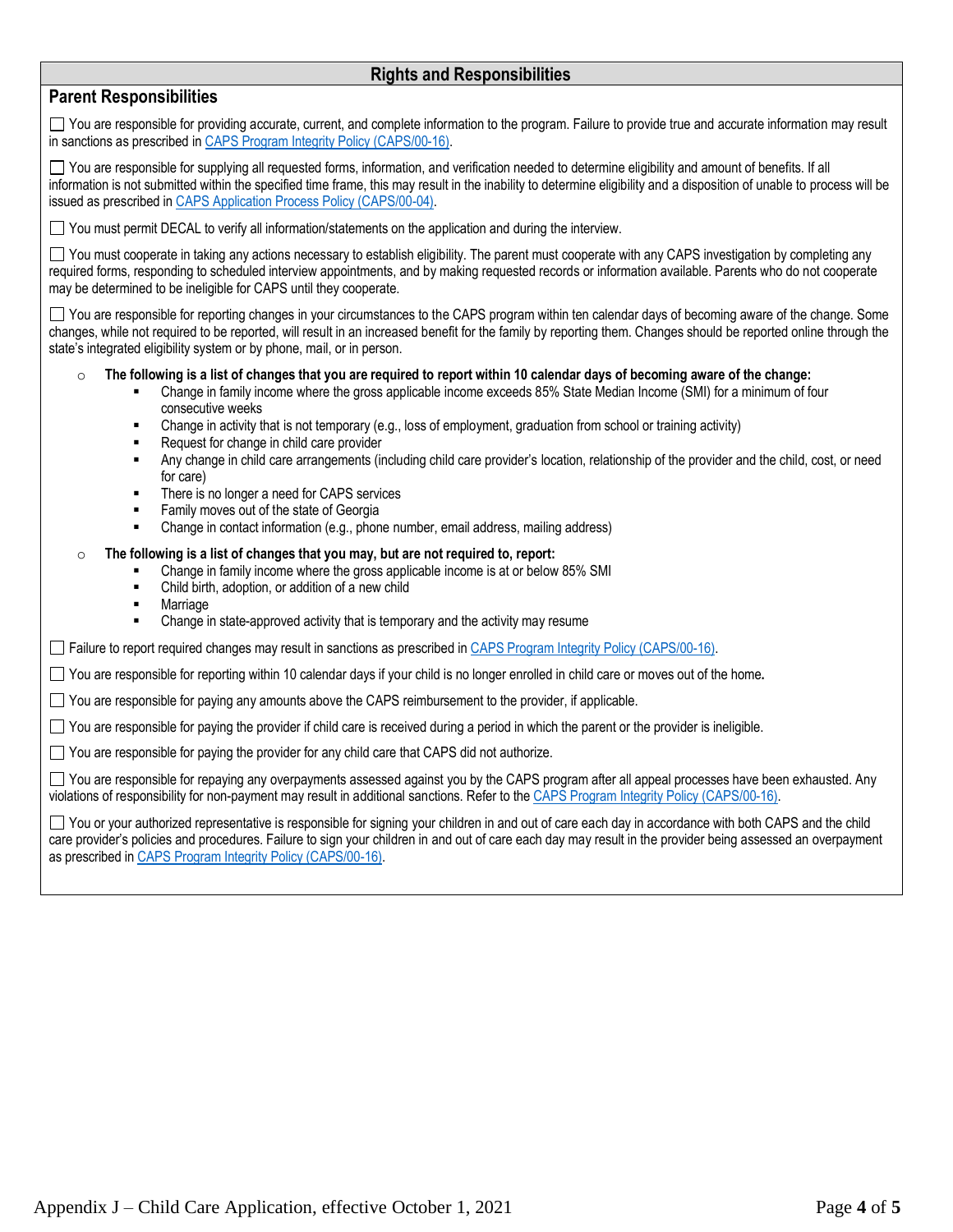## Rights and Responsibilities

### Parent Responsibilities

☐ You are responsible for providing accurate, current, and complete information to the program. Failure to provide true and accurate information may result in sanctions as prescribed in [CAPS Program Integrity Policy (CAPS/00-16)](CAPS/00-16).

☐ You are responsible for supplying all requested forms, information, and verification needed to determine eligibility and amount of benefits. If all information is not submitted within the specified time frame, this may result in the inability to determine eligibility and a disposition of unable to process will be issued as prescribed in [CAPS Application Process Policy (CAPS/00-04)](CAPS/00-04).

☐ You must permit DECAL to verify all information/statements on the application and during the interview.

☐ You must cooperate in taking any actions necessary to establish eligibility. The parent must cooperate with any CAPS investigation by completing any required forms, responding to scheduled interview appointments, and by making requested records or information available. Parents who do not cooperate may be determined to be ineligible for CAPS until they cooperate.

☐ You are responsible for reporting changes in your circumstances to the CAPS program within ten calendar days of becoming aware of the change. Some changes, while not required to be reported, will result in an increased benefit for the family by reporting them. Changes should be reported online through the state's integrated eligibility system or by phone, mail, or in person.

- **The following is a list of changes that you are required to report within 10 calendar days of becoming aware of the change:**
  - Change in family income where the gross applicable income exceeds 85% State Median Income (SMI) for a minimum of four consecutive weeks
  - Change in activity that is not temporary (e.g., loss of employment, graduation from school or training activity)
  - Request for change in child care provider
  - Any change in child care arrangements (including child care provider's location, relationship of the provider and the child, cost, or need for care)
  - There is no longer a need for CAPS services
  - Family moves out of the state of Georgia
  - Change in contact information (e.g., phone number, email address, mailing address)
- **The following is a list of changes that you may, but are not required to, report:**
  - Change in family income where the gross applicable income is at or below 85% SMI
  - Child birth, adoption, or addition of a new child
  - Marriage
  - Change in state-approved activity that is temporary and the activity may resume

☐ Failure to report required changes may result in sanctions as prescribed in [CAPS Program Integrity Policy (CAPS/00-16)](CAPS/00-16).

☐ You are responsible for reporting within 10 calendar days if your child is no longer enrolled in child care or moves out of the home.

☐ You are responsible for paying any amounts above the CAPS reimbursement to the provider, if applicable.

☐ You are responsible for paying the provider if child care is received during a period in which the parent or the provider is ineligible.

☐ You are responsible for paying the provider for any child care that CAPS did not authorize.

☐ You are responsible for repaying any overpayments assessed against you by the CAPS program after all appeal processes have been exhausted. Any violations of responsibility for non-payment may result in additional sanctions. Refer to the [CAPS Program Integrity Policy (CAPS/00-16)](CAPS/00-16).

☐ You or your authorized representative is responsible for signing your children in and out of care each day in accordance with both CAPS and the child care provider's policies and procedures. Failure to sign your children in and out of care each day may result in the provider being assessed an overpayment as prescribed in [CAPS Program Integrity Policy (CAPS/00-16)](CAPS/00-16).

Appendix J – Child Care Application, effective October 1, 2021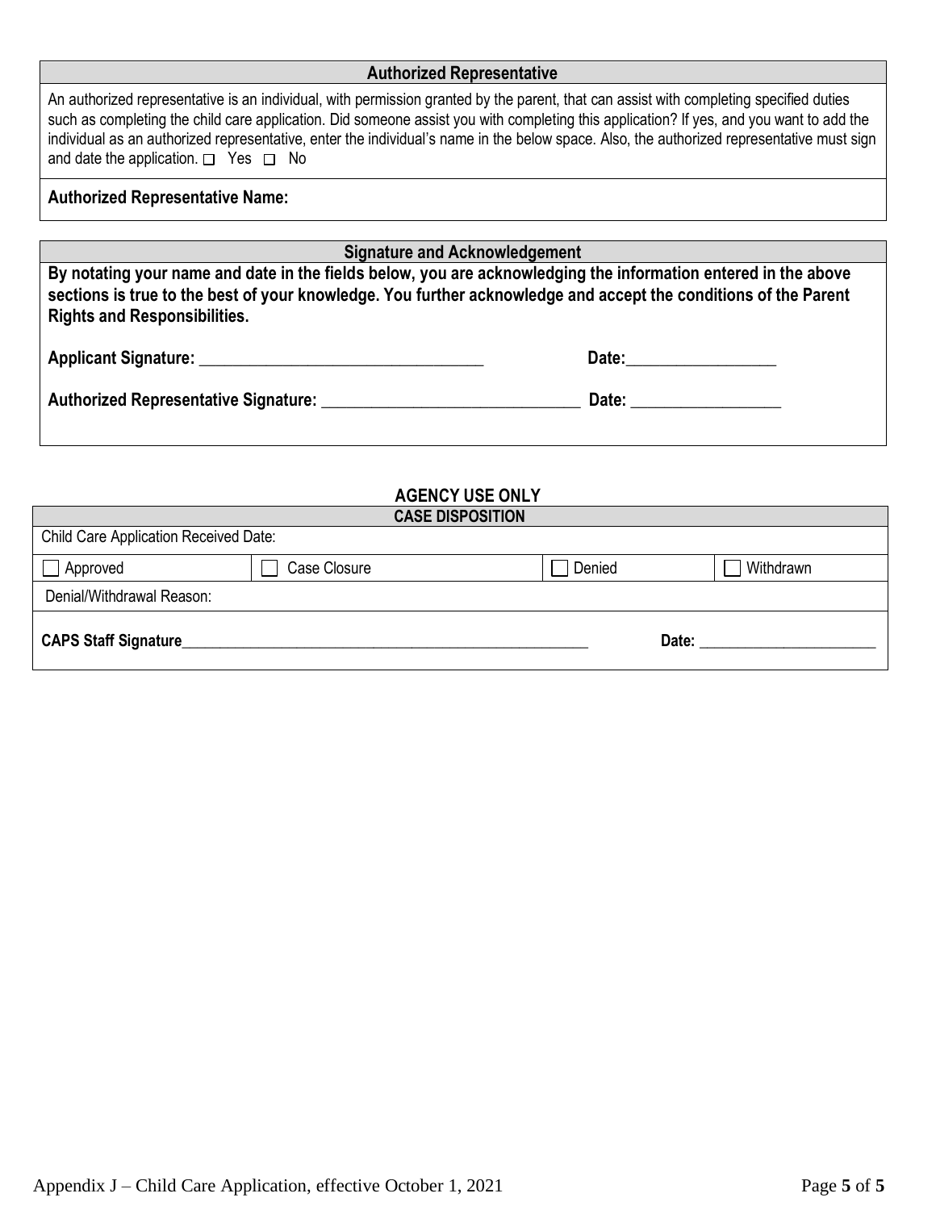## Authorized Representative

An authorized representative is an individual, with permission granted by the parent, that can assist with completing specified duties such as completing the child care application. Did someone assist you with completing this application? If yes, and you want to add the individual as an authorized representative, enter the individual's name in the below space. Also, the authorized representative must sign and date the application. ☐ Yes ☐ No

**Authorized Representative Name:**

## Signature and Acknowledgement

**By notating your name and date in the fields below, you are acknowledging the information entered in the above sections is true to the best of your knowledge. You further acknowledge and accept the conditions of the Parent Rights and Responsibilities.**

**Applicant Signature:** ___________________________________ **Date:**__________________

**Authorized Representative Signature:** _______________________________ **Date:** __________________

## AGENCY USE ONLY

| CASE DISPOSITION | | | |
|---|---|---|---|
| Child Care Application Received Date: | | | |
| ☐ Approved | ☐ Case Closure | ☐ Denied | ☐ Withdrawn |
| Denial/Withdrawal Reason: | | | |
| **CAPS Staff Signature**_______________________________________________________ | | **Date:** _______________________ | |